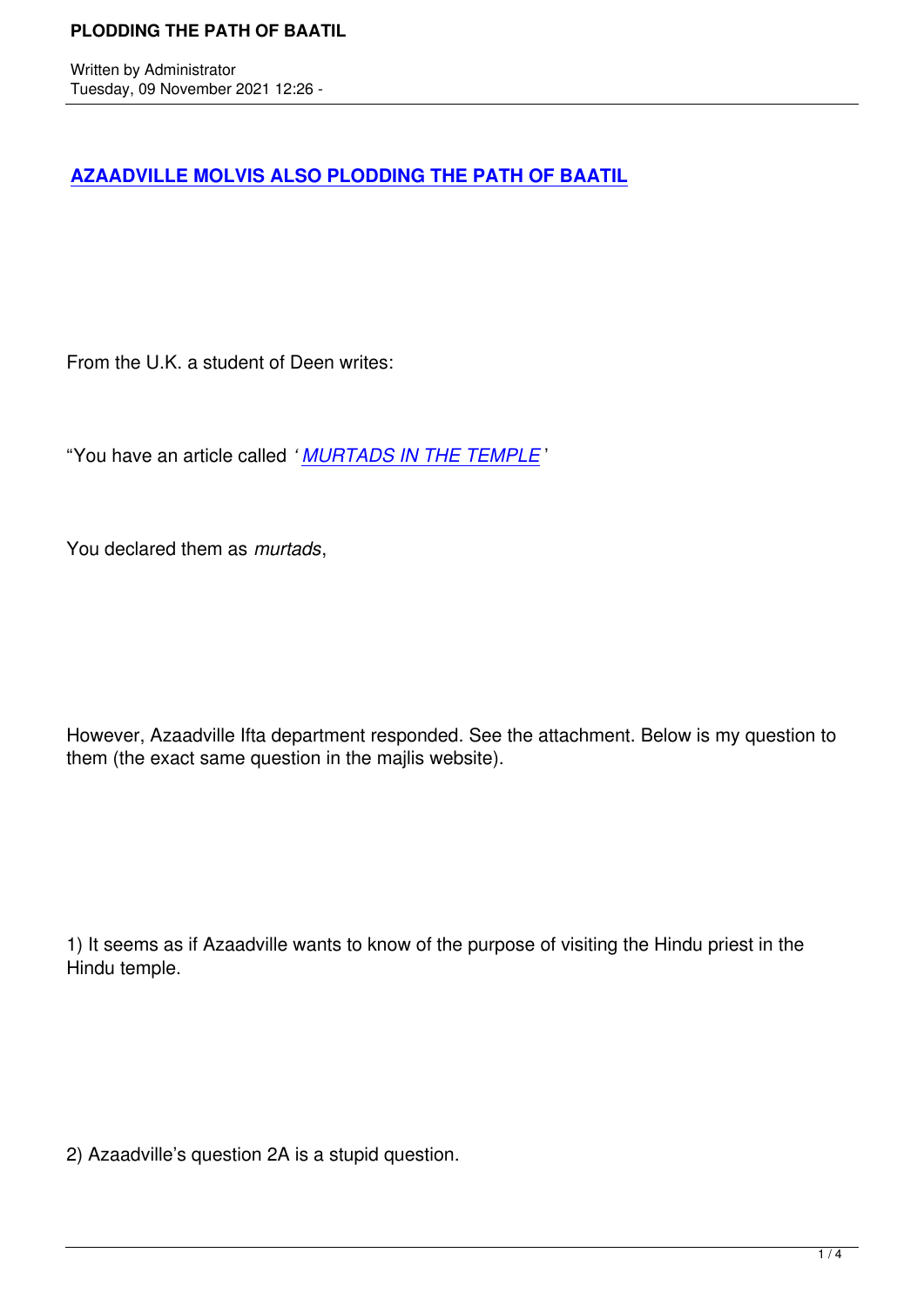## AZAADVILLE MOLVIS ALSO PLODDING THE PATH OF BAATIL

From the U.K. a student of Deen writes:

"You have an article called *'MURTADS IN THE TEMPLE'*

You declared them as *murtads*,

However, Azaadville Ifta department responded. See the attachment. Below is my question to them (the exact same question in the majlis website).

1) It seems as if Azaadville wants to know of the purpose of visiting the Hindu priest in the Hindu temple.

2) Azaadville's question 2A is a stupid question.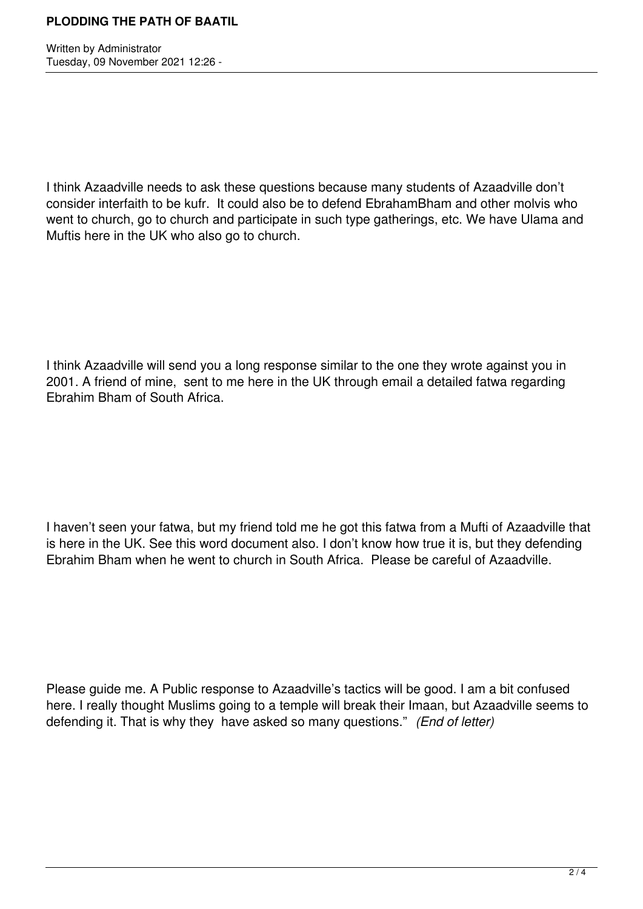I think Azaadville needs to ask these questions because many students of Azaadville don't consider interfaith to be kufr. It could also be to defend EbrahamBham and other molvis who went to church, go to church and participate in such type gatherings, etc. We have Ulama and Muftis here in the UK who also go to church.

I think Azaadville will send you a long response similar to the one they wrote against you in 2001. A friend of mine, sent to me here in the UK through email a detailed fatwa regarding Ebrahim Bham of South Africa.

I haven't seen your fatwa, but my friend told me he got this fatwa from a Mufti of Azaadville that is here in the UK. See this word document also. I don't know how true it is, but they defending Ebrahim Bham when he went to church in South Africa. Please be careful of Azaadville.

Please guide me. A Public response to Azaadville's tactics will be good. I am a bit confused here. I really thought Muslims going to a temple will break their Imaan, but Azaadville seems to defending it. That is why they have asked so many questions." *(End of letter)*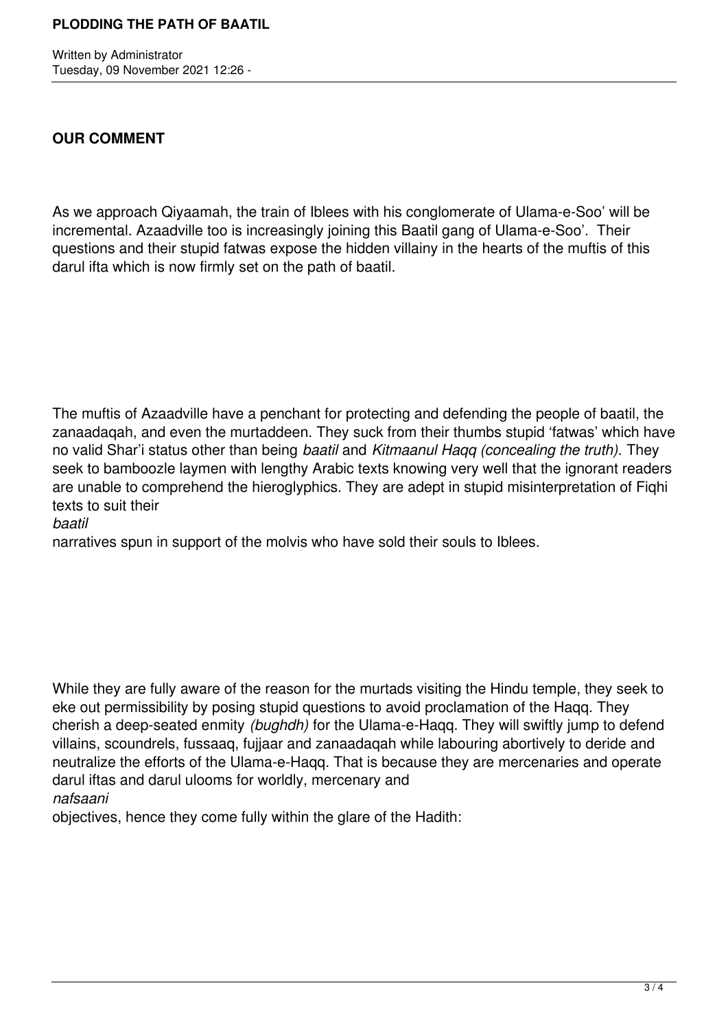## OUR COMMENT

As we approach Qiyaamah, the train of Iblees with his conglomerate of Ulama-e-Soo' will be incremental. Azaadville too is increasingly joining this Baatil gang of Ulama-e-Soo'. Their questions and their stupid fatwas expose the hidden villainy in the hearts of the muftis of this darul ifta which is now firmly set on the path of baatil.

The muftis of Azaadville have a penchant for protecting and defending the people of baatil, the zanaadaqah, and even the murtaddeen. They suck from their thumbs stupid 'fatwas' which have no valid Shar'i status other than being *baatil* and *Kitmaanul Haqq (concealing the truth).* They seek to bamboozle laymen with lengthy Arabic texts knowing very well that the ignorant readers are unable to comprehend the hieroglyphics. They are adept in stupid misinterpretation of Fiqhi texts to suit their *baatil* narratives spun in support of the molvis who have sold their souls to Iblees.

While they are fully aware of the reason for the murtads visiting the Hindu temple, they seek to eke out permissibility by posing stupid questions to avoid proclamation of the Haqq. They cherish a deep-seated enmity *(bughdh)* for the Ulama-e-Haqq. They will swiftly jump to defend villains, scoundrels, fussaaq, fujjaar and zanaadaqah while labouring abortively to deride and neutralize the efforts of the Ulama-e-Haqq. That is because they are mercenaries and operate darul iftas and darul ulooms for worldly, mercenary and *nafsaani* objectives, hence they come fully within the glare of the Hadith: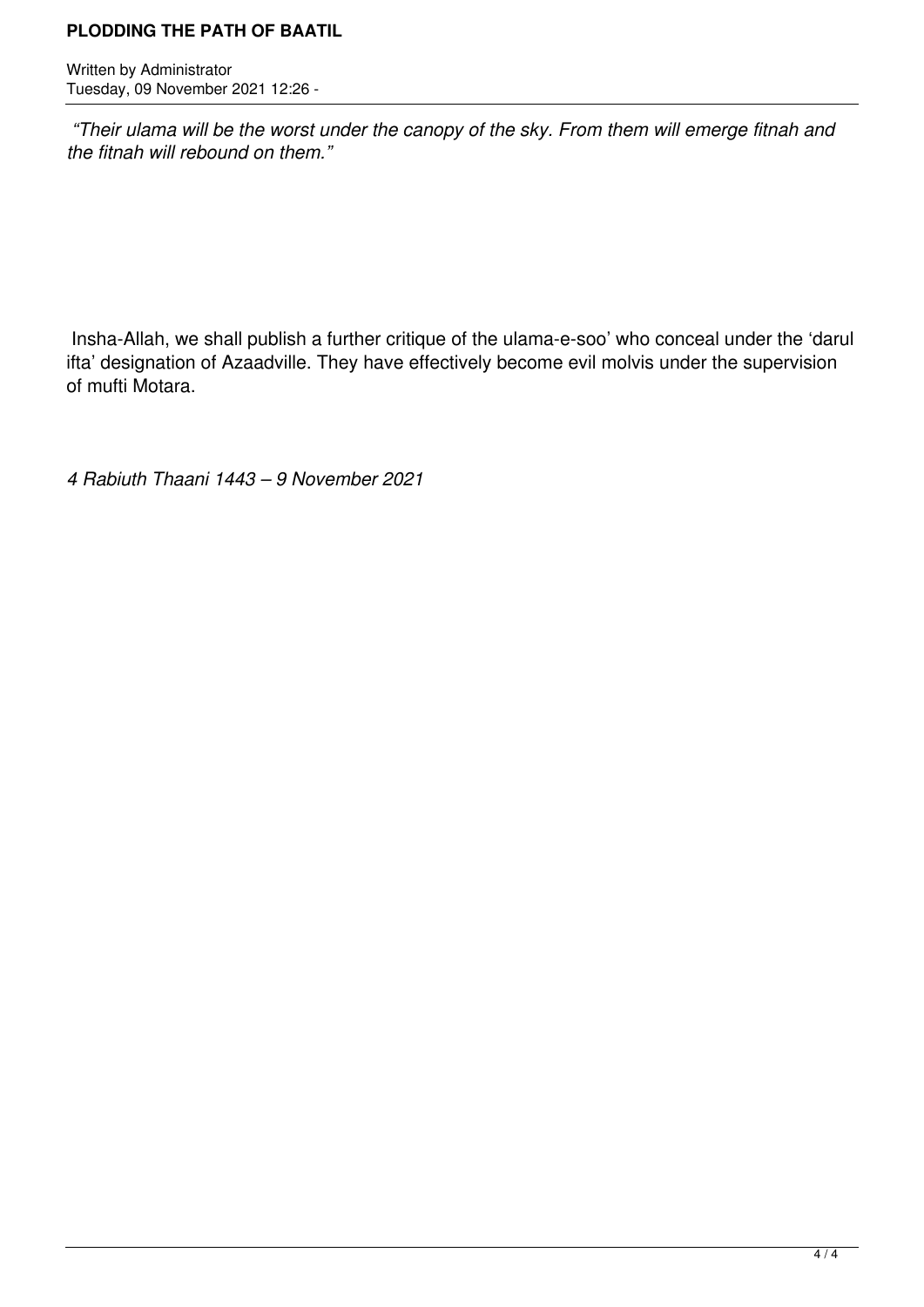*"Their ulama will be the worst under the canopy of the sky. From them will emerge fitnah and the fitnah will rebound on them."*

Insha-Allah, we shall publish a further critique of the ulama-e-soo' who conceal under the 'darul ifta' designation of Azaadville. They have effectively become evil molvis under the supervision of mufti Motara.

*4 Rabiuth Thaani 1443 – 9 November 2021*